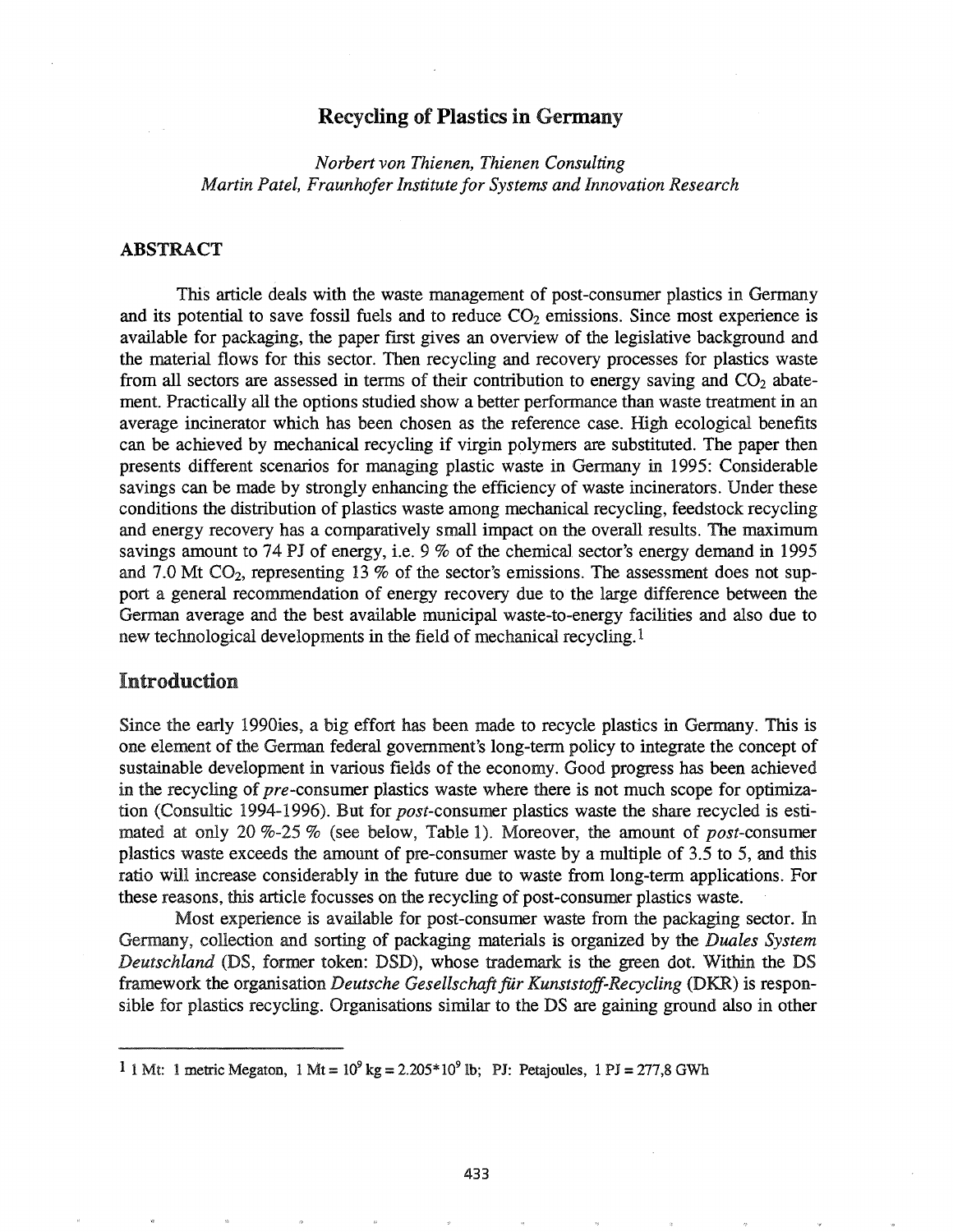# Recycling of Plastics in Germany

*Norbert von Thienen, Thienen Consulting*
*Martin Patel, Fraunhofer Institute for Systems and Innovation Research*

## ABSTRACT

This article deals with the waste management of post-consumer plastics in Germany and its potential to save fossil fuels and to reduce $CO_2$ emissions. Since most experience is available for packaging, the paper first gives an overview of the legislative background and the material flows for this sector. Then recycling and recovery processes for plastics waste from all sectors are assessed in terms of their contribution to energy saving and $CO_2$ abatement. Practically all the options studied show a better performance than waste treatment in an average incinerator which has been chosen as the reference case. High ecological benefits can be achieved by mechanical recycling if virgin polymers are substituted. The paper then presents different scenarios for managing plastic waste in Germany in 1995: Considerable savings can be made by strongly enhancing the efficiency of waste incinerators. Under these conditions the distribution of plastics waste among mechanical recycling, feedstock recycling and energy recovery has a comparatively small impact on the overall results. The maximum savings amount to 74 PJ of energy, i.e. 9 % of the chemical sector's energy demand in 1995 and 7.0 Mt $CO_2$, representing 13 % of the sector's emissions. The assessment does not support a general recommendation of energy recovery due to the large difference between the German average and the best available municipal waste-to-energy facilities and also due to new technological developments in the field of mechanical recycling.[1]

## Introduction

Since the early 1990ies, a big effort has been made to recycle plastics in Germany. This is one element of the German federal government's long-term policy to integrate the concept of sustainable development in various fields of the economy. Good progress has been achieved in the recycling of *pre*-consumer plastics waste where there is not much scope for optimization (Consultic 1994-1996). But for *post*-consumer plastics waste the share recycled is estimated at only 20 %-25 % (see below, Table 1). Moreover, the amount of *post*-consumer plastics waste exceeds the amount of pre-consumer waste by a multiple of 3.5 to 5, and this ratio will increase considerably in the future due to waste from long-term applications. For these reasons, this article focusses on the recycling of post-consumer plastics waste.

Most experience is available for post-consumer waste from the packaging sector. In Germany, collection and sorting of packaging materials is organized by the *Duales System Deutschland* (DS, former token: DSD), whose trademark is the green dot. Within the DS framework the organisation *Deutsche Gesellschaft für Kunststoff-Recycling* (DKR) is responsible for plastics recycling. Organisations similar to the DS are gaining ground also in other

---

[1] 1 Mt: 1 metric Megaton, 1 Mt = $10^9$ kg = $2.205*10^9$ lb; PJ: Petajoules, 1 PJ = 277,8 GWh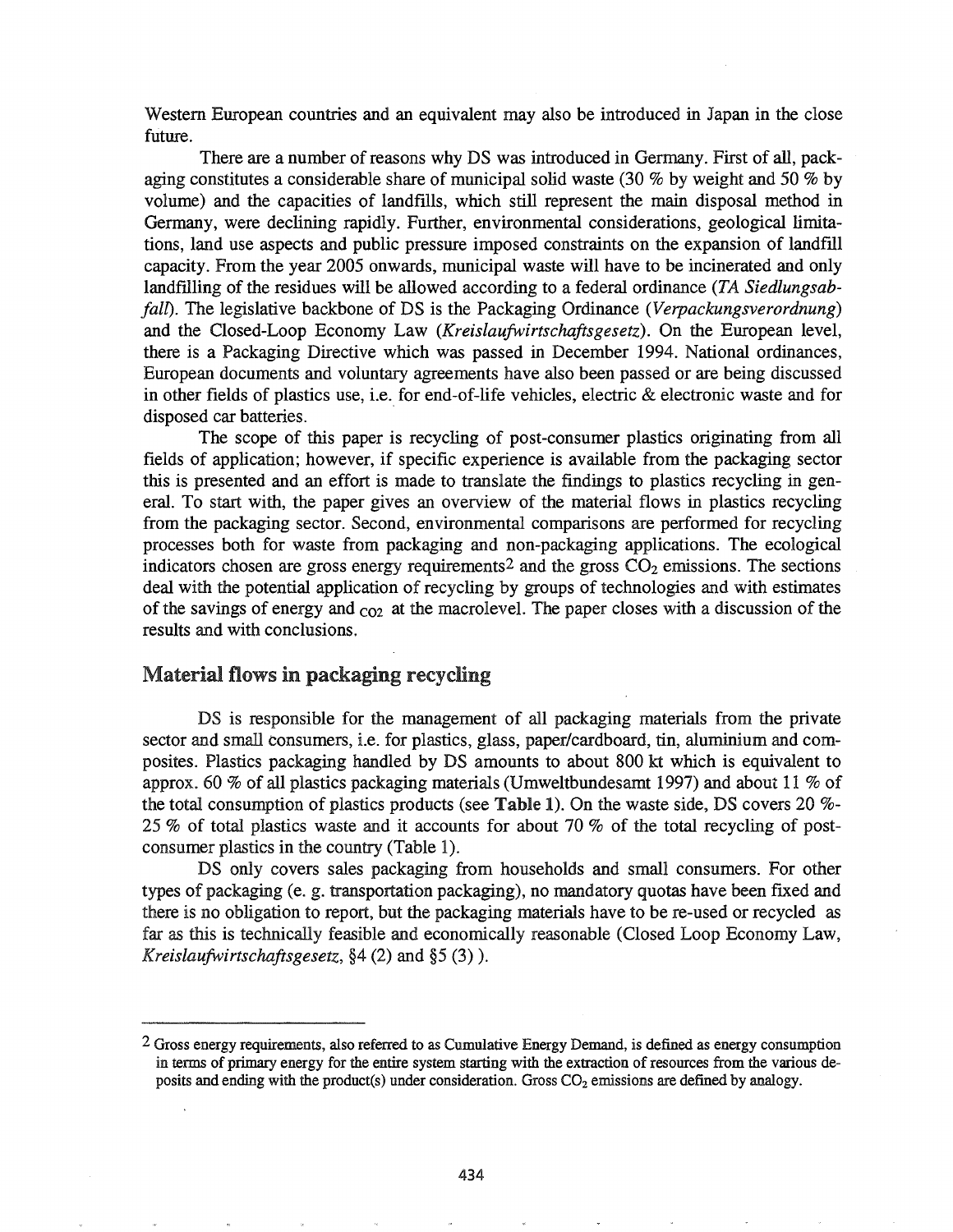Western European countries and an equivalent may also be introduced in Japan in the close future.

There are a number of reasons why DS was introduced in Germany. First of all, packaging constitutes a considerable share of municipal solid waste (30 % by weight and 50 % by volume) and the capacities of landfills, which still represent the main disposal method in Germany, were declining rapidly. Further, environmental considerations, geological limitations, land use aspects and public pressure imposed constraints on the expansion of landfill capacity. From the year 2005 onwards, municipal waste will have to be incinerated and only landfilling of the residues will be allowed according to a federal ordinance (*TA Siedlungsabfall*). The legislative backbone of DS is the Packaging Ordinance (*Verpackungsverordnung*) and the Closed-Loop Economy Law (*Kreislaufwirtschaftsgesetz*). On the European level, there is a Packaging Directive which was passed in December 1994. National ordinances, European documents and voluntary agreements have also been passed or are being discussed in other fields of plastics use, i.e. for end-of-life vehicles, electric & electronic waste and for disposed car batteries.

The scope of this paper is recycling of post-consumer plastics originating from all fields of application; however, if specific experience is available from the packaging sector this is presented and an effort is made to translate the findings to plastics recycling in general. To start with, the paper gives an overview of the material flows in plastics recycling from the packaging sector. Second, environmental comparisons are performed for recycling processes both for waste from packaging and non-packaging applications. The ecological indicators chosen are gross energy requirements[2] and the gross $CO_2$ emissions. The sections deal with the potential application of recycling by groups of technologies and with estimates of the savings of energy and $CO_2$ at the macrolevel. The paper closes with a discussion of the results and with conclusions.

## Material flows in packaging recycling

DS is responsible for the management of all packaging materials from the private sector and small consumers, i.e. for plastics, glass, paper/cardboard, tin, aluminium and composites. Plastics packaging handled by DS amounts to about 800 kt which is equivalent to approx. 60 % of all plastics packaging materials (Umweltbundesamt 1997) and about 11 % of the total consumption of plastics products (see **Table 1**). On the waste side, DS covers 20 %-25 % of total plastics waste and it accounts for about 70 % of the total recycling of post-consumer plastics in the country (Table 1).

DS only covers sales packaging from households and small consumers. For other types of packaging (e. g. transportation packaging), no mandatory quotas have been fixed and there is no obligation to report, but the packaging materials have to be re-used or recycled as far as this is technically feasible and economically reasonable (Closed Loop Economy Law, *Kreislaufwirtschaftsgesetz*, §4 (2) and §5 (3) ).

---

[2] Gross energy requirements, also referred to as Cumulative Energy Demand, is defined as energy consumption in terms of primary energy for the entire system starting with the extraction of resources from the various deposits and ending with the product(s) under consideration. Gross $CO_2$ emissions are defined by analogy.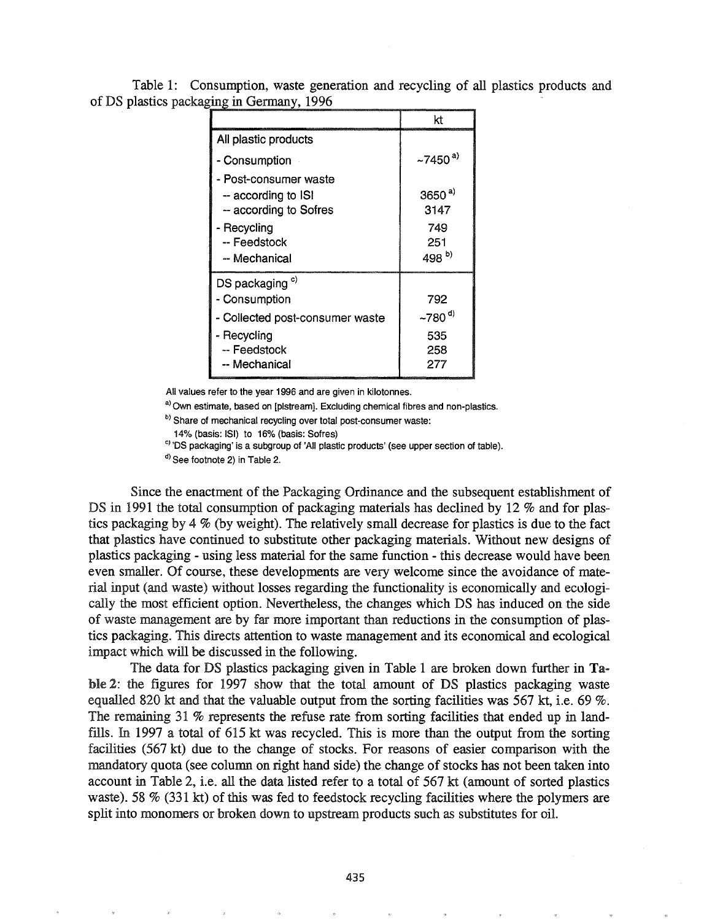Table 1: Consumption, waste generation and recycling of all plastics products and of DS plastics packaging in Germany, 1996

| | kt |
|---|---|
| All plastic products | |
| - Consumption | ~7450 [a)] |
| - Post-consumer waste | |
| -- according to ISI | 3650 [a)] |
| -- according to Sofres | 3147 |
| - Recycling | 749 |
| -- Feedstock | 251 |
| -- Mechanical | 498 [b)] |
| DS packaging [c)] | |
| - Consumption | 792 |
| - Collected post-consumer waste | ~780 [d)] |
| - Recycling | 535 |
| -- Feedstock | 258 |
| -- Mechanical | 277 |

All values refer to the year 1996 and are given in kilotonnes.

[a)] Own estimate, based on [plstream]. Excluding chemical fibres and non-plastics.

[b)] Share of mechanical recycling over total post-consumer waste: 14% (basis: ISI) to 16% (basis: Sofres)

[c)] 'DS packaging' is a subgroup of 'All plastic products' (see upper section of table).

[d)] See footnote 2) in Table 2.

Since the enactment of the Packaging Ordinance and the subsequent establishment of DS in 1991 the total consumption of packaging materials has declined by 12 % and for plastics packaging by 4 % (by weight). The relatively small decrease for plastics is due to the fact that plastics have continued to substitute other packaging materials. Without new designs of plastics packaging - using less material for the same function - this decrease would have been even smaller. Of course, these developments are very welcome since the avoidance of material input (and waste) without losses regarding the functionality is economically and ecologically the most efficient option. Nevertheless, the changes which DS has induced on the side of waste management are by far more important than reductions in the consumption of plastics packaging. This directs attention to waste management and its economical and ecological impact which will be discussed in the following.

The data for DS plastics packaging given in Table 1 are broken down further in **Table 2**: the figures for 1997 show that the total amount of DS plastics packaging waste equalled 820 kt and that the valuable output from the sorting facilities was 567 kt, i.e. 69 %. The remaining 31 % represents the refuse rate from sorting facilities that ended up in landfills. In 1997 a total of 615 kt was recycled. This is more than the output from the sorting facilities (567 kt) due to the change of stocks. For reasons of easier comparison with the mandatory quota (see column on right hand side) the change of stocks has not been taken into account in Table 2, i.e. all the data listed refer to a total of 567 kt (amount of sorted plastics waste). 58 % (331 kt) of this was fed to feedstock recycling facilities where the polymers are split into monomers or broken down to upstream products such as substitutes for oil.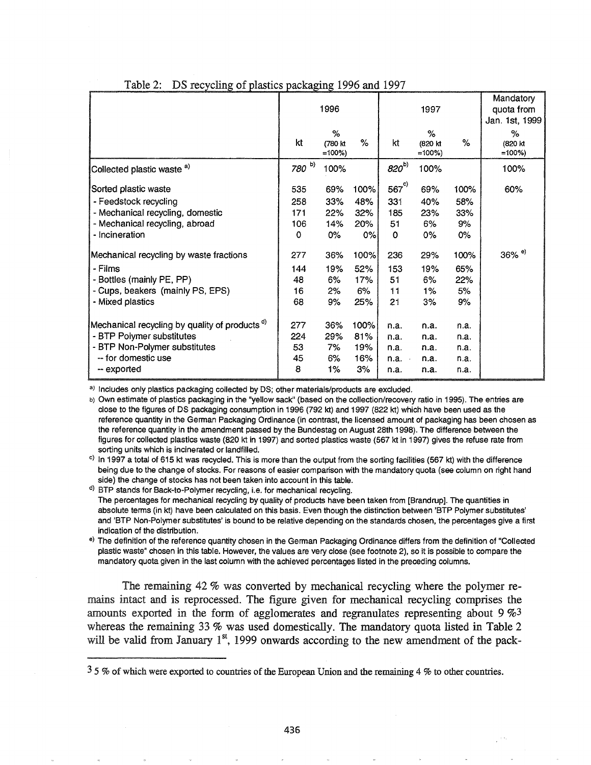Table 2: DS recycling of plastics packaging 1996 and 1997

| | 1996 | | | 1997 | | | Mandatory quota from Jan. 1st, 1999 |
|---|---|---|---|---|---|---|---|
| | kt | % (780 kt =100%) | % | kt | % (820 kt =100%) | % | % (820 kt =100%) |
| Collected plastic waste [a)] | *780* [b)] | 100% | | *820*[b)] | 100% | | 100% |
| Sorted plastic waste | 535 | 69% | 100% | 567[c)] | 69% | 100% | 60% |
| - Feedstock recycling | 258 | 33% | 48% | 331 | 40% | 58% | |
| - Mechanical recycling, domestic | 171 | 22% | 32% | 185 | 23% | 33% | |
| - Mechanical recycling, abroad | 106 | 14% | 20% | 51 | 6% | 9% | |
| - Incineration | 0 | 0% | 0% | 0 | 0% | 0% | |
| Mechanical recycling by waste fractions | 277 | 36% | 100% | 236 | 29% | 100% | 36% [e)] |
| - Films | 144 | 19% | 52% | 153 | 19% | 65% | |
| - Bottles (mainly PE, PP) | 48 | 6% | 17% | 51 | 6% | 22% | |
| - Cups, beakers (mainly PS, EPS) | 16 | 2% | 6% | 11 | 1% | 5% | |
| - Mixed plastics | 68 | 9% | 25% | 21 | 3% | 9% | |
| Mechanical recycling by quality of products [d)] | 277 | 36% | 100% | n.a. | n.a. | n.a. | |
| - BTP Polymer substitutes | 224 | 29% | 81% | n.a. | n.a. | n.a. | |
| - BTP Non-Polymer substitutes | 53 | 7% | 19% | n.a. | n.a. | n.a. | |
| -- for domestic use | 45 | 6% | 16% | n.a. | n.a. | n.a. | |
| -- exported | 8 | 1% | 3% | n.a. | n.a. | n.a. | |

[a)] Includes only plastics packaging collected by DS; other materials/products are excluded.

[b)] Own estimate of plastics packaging in the "yellow sack" (based on the collection/recovery ratio in 1995). The entries are close to the figures of DS packaging consumption in 1996 (792 kt) and 1997 (822 kt) which have been used as the reference quantity in the German Packaging Ordinance (in contrast, the licensed amount of packaging has been chosen as the reference quantity in the amendment passed by the Bundestag on August 28th 1998). The difference between the figures for collected plastics waste (820 kt in 1997) and sorted plastics waste (567 kt in 1997) gives the refuse rate from sorting units which is incinerated or landfilled.

[c)] In 1997 a total of 615 kt was recycled. This is more than the output from the sorting facilities (567 kt) with the difference being due to the change of stocks. For reasons of easier comparison with the mandatory quota (see column on right hand side) the change of stocks has not been taken into account in this table.

[d)] BTP stands for Back-to-Polymer recycling, i.e. for mechanical recycling.
The percentages for mechanical recycling by quality of products have been taken from [Brandrup]. The quantities in absolute terms (in kt) have been calculated on this basis. Even though the distinction between 'BTP Polymer substitutes' and 'BTP Non-Polymer substitutes' is bound to be relative depending on the standards chosen, the percentages give a first indication of the distribution.

[e)] The definition of the reference quantity chosen in the German Packaging Ordinance differs from the definition of "Collected plastic waste" chosen in this table. However, the values are very close (see footnote 2), so it is possible to compare the mandatory quota given in the last column with the achieved percentages listed in the preceding columns.

The remaining 42 % was converted by mechanical recycling where the polymer remains intact and is reprocessed. The figure given for mechanical recycling comprises the amounts exported in the form of agglomerates and regranulates representing about 9 %[3] whereas the remaining 33 % was used domestically. The mandatory quota listed in Table 2 will be valid from January 1st, 1999 onwards according to the new amendment of the pack-

[3] 5 % of which were exported to countries of the European Union and the remaining 4 % to other countries.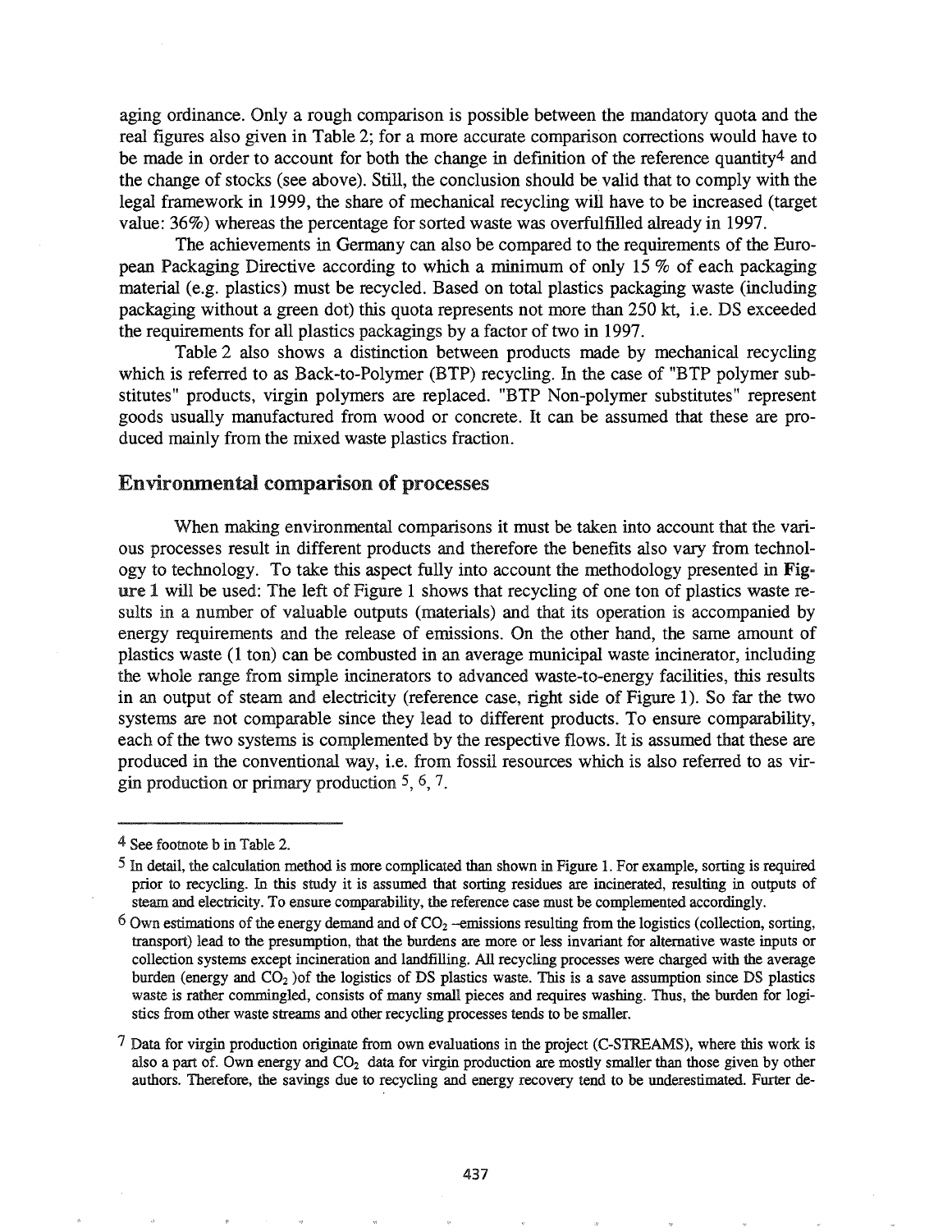aging ordinance. Only a rough comparison is possible between the mandatory quota and the real figures also given in Table 2; for a more accurate comparison corrections would have to be made in order to account for both the change in definition of the reference quantity[4] and the change of stocks (see above). Still, the conclusion should be valid that to comply with the legal framework in 1999, the share of mechanical recycling will have to be increased (target value: 36%) whereas the percentage for sorted waste was overfulfilled already in 1997.

The achievements in Germany can also be compared to the requirements of the European Packaging Directive according to which a minimum of only 15 % of each packaging material (e.g. plastics) must be recycled. Based on total plastics packaging waste (including packaging without a green dot) this quota represents not more than 250 kt, i.e. DS exceeded the requirements for all plastics packagings by a factor of two in 1997.

Table 2 also shows a distinction between products made by mechanical recycling which is referred to as Back-to-Polymer (BTP) recycling. In the case of "BTP polymer substitutes" products, virgin polymers are replaced. "BTP Non-polymer substitutes" represent goods usually manufactured from wood or concrete. It can be assumed that these are produced mainly from the mixed waste plastics fraction.

## Environmental comparison of processes

When making environmental comparisons it must be taken into account that the various processes result in different products and therefore the benefits also vary from technology to technology. To take this aspect fully into account the methodology presented in **Figure 1** will be used: The left of Figure 1 shows that recycling of one ton of plastics waste results in a number of valuable outputs (materials) and that its operation is accompanied by energy requirements and the release of emissions. On the other hand, the same amount of plastics waste (1 ton) can be combusted in an average municipal waste incinerator, including the whole range from simple incinerators to advanced waste-to-energy facilities, this results in an output of steam and electricity (reference case, right side of Figure 1). So far the two systems are not comparable since they lead to different products. To ensure comparability, each of the two systems is complemented by the respective flows. It is assumed that these are produced in the conventional way, i.e. from fossil resources which is also referred to as virgin production or primary production [5, 6, 7].

---

[4] See footnote b in Table 2.

[5] In detail, the calculation method is more complicated than shown in Figure 1. For example, sorting is required prior to recycling. In this study it is assumed that sorting residues are incinerated, resulting in outputs of steam and electricity. To ensure comparability, the reference case must be complemented accordingly.

[6] Own estimations of the energy demand and of $CO_2$ -emissions resulting from the logistics (collection, sorting, transport) lead to the presumption, that the burdens are more or less invariant for alternative waste inputs or collection systems except incineration and landfilling. All recycling processes were charged with the average burden (energy and $CO_2$ )of the logistics of DS plastics waste. This is a save assumption since DS plastics waste is rather commingled, consists of many small pieces and requires washing. Thus, the burden for logistics from other waste streams and other recycling processes tends to be smaller.

[7] Data for virgin production originate from own evaluations in the project (C-STREAMS), where this work is also a part of. Own energy and $CO_2$ data for virgin production are mostly smaller than those given by other authors. Therefore, the savings due to recycling and energy recovery tend to be underestimated. Furter de-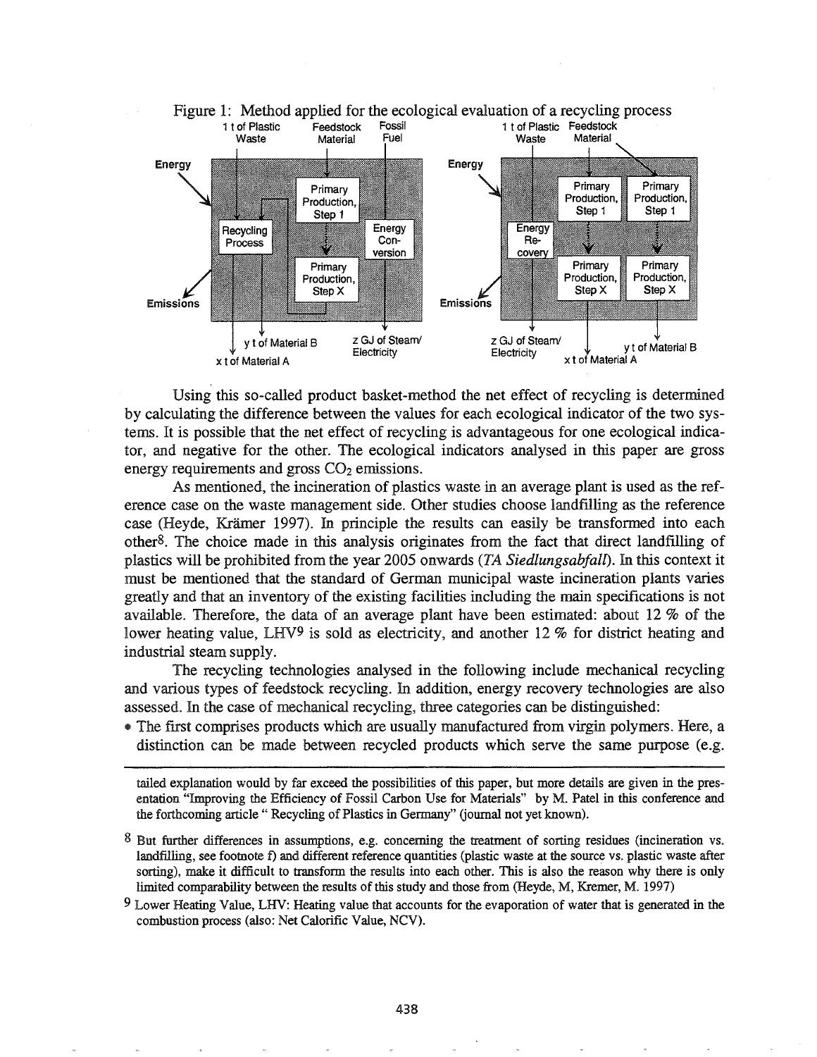Figure 1: Method applied for the ecological evaluation of a recycling process

1 t of Plastic Waste
Feedstock Material
Fossil Fuel
Energy
Primary Production, Step 1
Recycling Process
Energy Conversion
Primary Production, Step X
Emissions
y t of Material B
x t of Material A
z GJ of Steam/ Electricity

1 t of Plastic Waste
Feedstock Material
Energy
Primary Production, Step 1
Primary Production, Step 1
Energy Recovery
Primary Production, Step X
Primary Production, Step X
Emissions
z GJ of Steam/ Electricity
x t of Material A
y t of Material B

Using this so-called product basket-method the net effect of recycling is determined by calculating the difference between the values for each ecological indicator of the two systems. It is possible that the net effect of recycling is advantageous for one ecological indicator, and negative for the other. The ecological indicators analysed in this paper are gross energy requirements and gross $CO_2$ emissions.

As mentioned, the incineration of plastics waste in an average plant is used as the reference case on the waste management side. Other studies choose landfilling as the reference case (Heyde, Krämer 1997). In principle the results can easily be transformed into each other[8]. The choice made in this analysis originates from the fact that direct landfilling of plastics will be prohibited from the year 2005 onwards (*TA Siedlungsabfall*). In this context it must be mentioned that the standard of German municipal waste incineration plants varies greatly and that an inventory of the existing facilities including the main specifications is not available. Therefore, the data of an average plant have been estimated: about 12 % of the lower heating value, LHV[9] is sold as electricity, and another 12 % for district heating and industrial steam supply.

The recycling technologies analysed in the following include mechanical recycling and various types of feedstock recycling. In addition, energy recovery technologies are also assessed. In the case of mechanical recycling, three categories can be distinguished:

- The first comprises products which are usually manufactured from virgin polymers. Here, a distinction can be made between recycled products which serve the same purpose (e.g.

---

tailed explanation would by far exceed the possibilities of this paper, but more details are given in the presentation "Improving the Efficiency of Fossil Carbon Use for Materials" by M. Patel in this conference and the forthcoming article " Recycling of Plastics in Germany" (journal not yet known).

[8] But further differences in assumptions, e.g. concerning the treatment of sorting residues (incineration vs. landfilling, see footnote f) and different reference quantities (plastic waste at the source vs. plastic waste after sorting), make it difficult to transform the results into each other. This is also the reason why there is only limited comparability between the results of this study and those from (Heyde, M, Kremer, M. 1997)

[9] Lower Heating Value, LHV: Heating value that accounts for the evaporation of water that is generated in the combustion process (also: Net Calorific Value, NCV).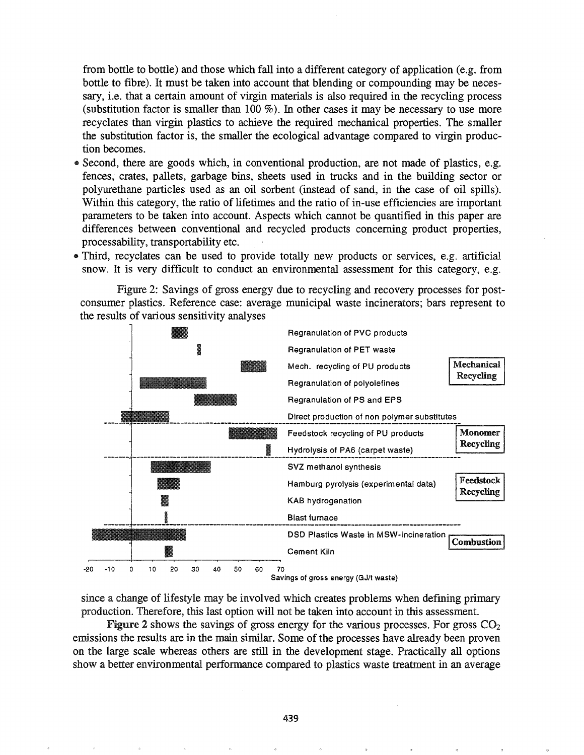from bottle to bottle) and those which fall into a different category of application (e.g. from bottle to fibre). It must be taken into account that blending or compounding may be necessary, i.e. that a certain amount of virgin materials is also required in the recycling process (substitution factor is smaller than 100 %). In other cases it may be necessary to use more recyclates than virgin plastics to achieve the required mechanical properties. The smaller the substitution factor is, the smaller the ecological advantage compared to virgin production becomes.

- Second, there are goods which, in conventional production, are not made of plastics, e.g. fences, crates, pallets, garbage bins, sheets used in trucks and in the building sector or polyurethane particles used as an oil sorbent (instead of sand, in the case of oil spills). Within this category, the ratio of lifetimes and the ratio of in-use efficiencies are important parameters to be taken into account. Aspects which cannot be quantified in this paper are differences between conventional and recycled products concerning product properties, processability, transportability etc.
- Third, recyclates can be used to provide totally new products or services, e.g. artificial snow. It is very difficult to conduct an environmental assessment for this category, e.g. since a change of lifestyle may be involved which creates problems when defining primary production. Therefore, this last option will not be taken into account in this assessment.

Figure 2: Savings of gross energy due to recycling and recovery processes for post-consumer plastics. Reference case: average municipal waste incinerators; bars represent to the results of various sensitivity analyses

Mechanical Recycling
Regranulation of PVC products
Regranulation of PET waste
Mech. recycling of PU products
Regranulation of polyolefines
Regranulation of PS and EPS
Direct production of non polymer substitutes

Monomer Recycling
Feedstock recycling of PU products
Hydrolysis of PA6 (carpet waste)

Feedstock Recycling
SVZ methanol synthesis
Hamburg pyrolysis (experimental data)
KAB hydrogenation
Blast furnace

Combustion
DSD Plastics Waste in MSW-Incineration
Cement Kiln

-20 -10 0 10 20 30 40 50 60 70
Savings of gross energy (GJ/t waste)

**Figure 2** shows the savings of gross energy for the various processes. For gross $CO_2$ emissions the results are in the main similar. Some of the processes have already been proven on the large scale whereas others are still in the development stage. Practically all options show a better environmental performance compared to plastics waste treatment in an average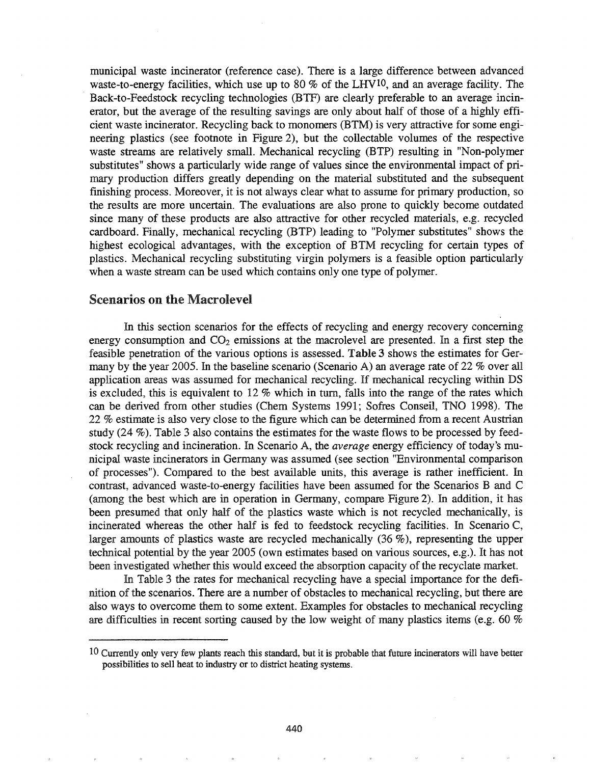municipal waste incinerator (reference case). There is a large difference between advanced waste-to-energy facilities, which use up to 80 % of the LHV[10], and an average facility. The Back-to-Feedstock recycling technologies (BTF) are clearly preferable to an average incinerator, but the average of the resulting savings are only about half of those of a highly efficient waste incinerator. Recycling back to monomers (BTM) is very attractive for some engineering plastics (see footnote in Figure 2), but the collectable volumes of the respective waste streams are relatively small. Mechanical recycling (BTP) resulting in "Non-polymer substitutes" shows a particularly wide range of values since the environmental impact of primary production differs greatly depending on the material substituted and the subsequent finishing process. Moreover, it is not always clear what to assume for primary production, so the results are more uncertain. The evaluations are also prone to quickly become outdated since many of these products are also attractive for other recycled materials, e.g. recycled cardboard. Finally, mechanical recycling (BTP) leading to "Polymer substitutes" shows the highest ecological advantages, with the exception of BTM recycling for certain types of plastics. Mechanical recycling substituting virgin polymers is a feasible option particularly when a waste stream can be used which contains only one type of polymer.

## Scenarios on the Macrolevel

In this section scenarios for the effects of recycling and energy recovery concerning energy consumption and $CO_2$ emissions at the macrolevel are presented. In a first step the feasible penetration of the various options is assessed. **Table 3** shows the estimates for Germany by the year 2005. In the baseline scenario (Scenario A) an average rate of 22 % over all application areas was assumed for mechanical recycling. If mechanical recycling within DS is excluded, this is equivalent to 12 % which in turn, falls into the range of the rates which can be derived from other studies (Chem Systems 1991; Sofres Conseil, TNO 1998). The 22 % estimate is also very close to the figure which can be determined from a recent Austrian study (24 %). Table 3 also contains the estimates for the waste flows to be processed by feedstock recycling and incineration. In Scenario A, the *average* energy efficiency of today's municipal waste incinerators in Germany was assumed (see section "Environmental comparison of processes"). Compared to the best available units, this average is rather inefficient. In contrast, advanced waste-to-energy facilities have been assumed for the Scenarios B and C (among the best which are in operation in Germany, compare Figure 2). In addition, it has been presumed that only half of the plastics waste which is not recycled mechanically, is incinerated whereas the other half is fed to feedstock recycling facilities. In Scenario C, larger amounts of plastics waste are recycled mechanically (36 %), representing the upper technical potential by the year 2005 (own estimates based on various sources, e.g.). It has not been investigated whether this would exceed the absorption capacity of the recyclate market.

In Table 3 the rates for mechanical recycling have a special importance for the definition of the scenarios. There are a number of obstacles to mechanical recycling, but there are also ways to overcome them to some extent. Examples for obstacles to mechanical recycling are difficulties in recent sorting caused by the low weight of many plastics items (e.g. 60 %

[10] Currently only very few plants reach this standard, but it is probable that future incinerators will have better possibilities to sell heat to industry or to district heating systems.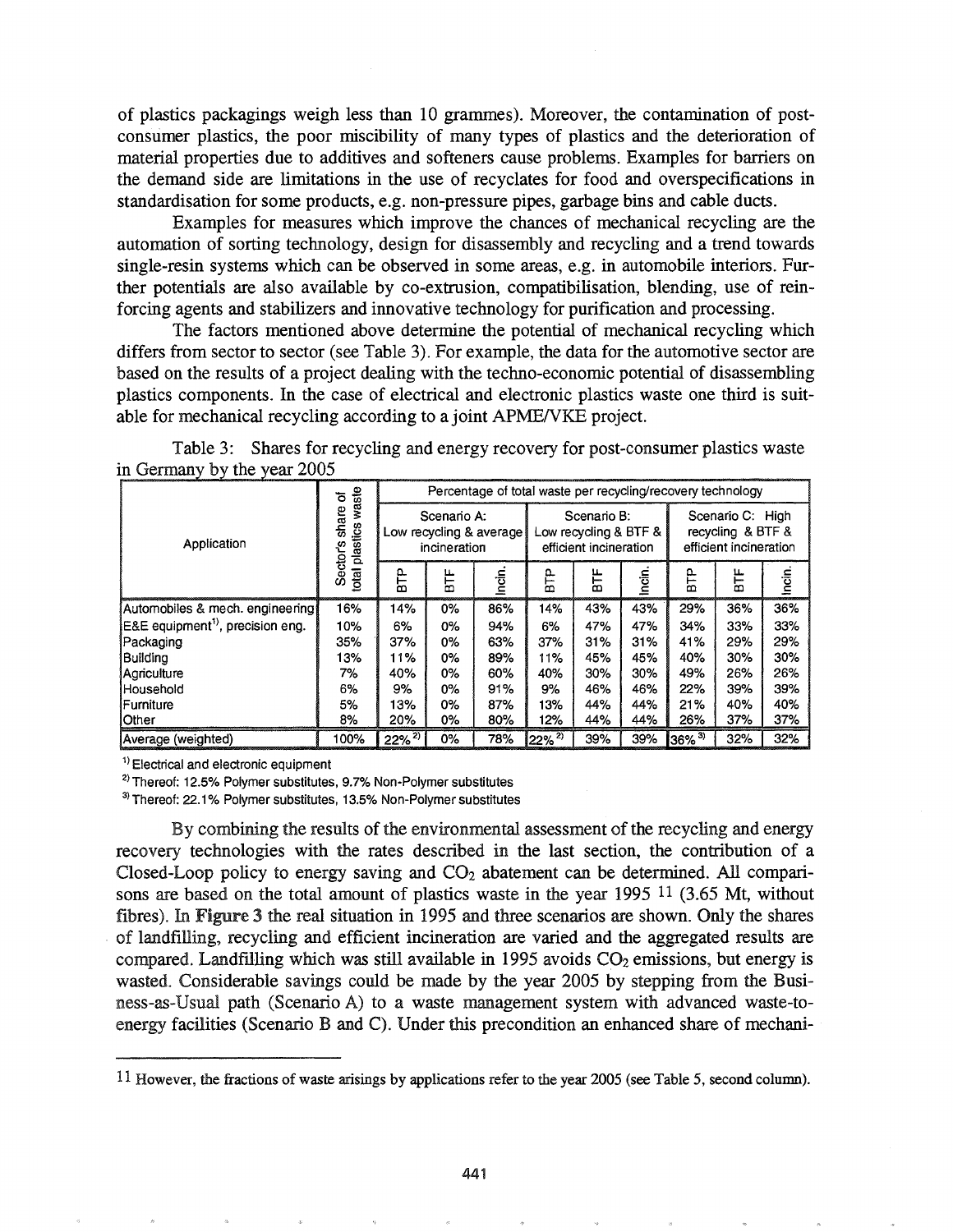of plastics packagings weigh less than 10 grammes). Moreover, the contamination of post-consumer plastics, the poor miscibility of many types of plastics and the deterioration of material properties due to additives and softeners cause problems. Examples for barriers on the demand side are limitations in the use of recyclates for food and overspecifications in standardisation for some products, e.g. non-pressure pipes, garbage bins and cable ducts.

Examples for measures which improve the chances of mechanical recycling are the automation of sorting technology, design for disassembly and recycling and a trend towards single-resin systems which can be observed in some areas, e.g. in automobile interiors. Further potentials are also available by co-extrusion, compatibilisation, blending, use of reinforcing agents and stabilizers and innovative technology for purification and processing.

The factors mentioned above determine the potential of mechanical recycling which differs from sector to sector (see Table 3). For example, the data for the automotive sector are based on the results of a project dealing with the techno-economic potential of disassembling plastics components. In the case of electrical and electronic plastics waste one third is suitable for mechanical recycling according to a joint APME/VKE project.

Table 3: Shares for recycling and energy recovery for post-consumer plastics waste in Germany by the year 2005

| Application | Sector's share of total plastics waste | Percentage of total waste per recycling/recovery technology | | | | | | | | |
|---|---|---|---|---|---|---|---|---|---|---|
| | | Scenario A: Low recycling & average incineration | | | Scenario B: Low recycling & BTF & efficient incineration | | | Scenario C: High recycling & BTF & efficient incineration | | |
| | | BTP | BTF | Incin. | BTP | BTF | Incin. | BTP | BTF | Incin. |
| Automobiles & mech. engineering | 16% | 14% | 0% | 86% | 14% | 43% | 43% | 29% | 36% | 36% |
| E&E equipment[1], precision eng. | 10% | 6% | 0% | 94% | 6% | 47% | 47% | 34% | 33% | 33% |
| Packaging | 35% | 37% | 0% | 63% | 37% | 31% | 31% | 41% | 29% | 29% |
| Building | 13% | 11% | 0% | 89% | 11% | 45% | 45% | 40% | 30% | 30% |
| Agriculture | 7% | 40% | 0% | 60% | 40% | 30% | 30% | 49% | 26% | 26% |
| Household | 6% | 9% | 0% | 91% | 9% | 46% | 46% | 22% | 39% | 39% |
| Furniture | 5% | 13% | 0% | 87% | 13% | 44% | 44% | 21% | 40% | 40% |
| Other | 8% | 20% | 0% | 80% | 12% | 44% | 44% | 26% | 37% | 37% |
| Average (weighted) | 100% | 22% [2] | 0% | 78% | 22% [2] | 39% | 39% | 36% [3] | 32% | 32% |

[1] Electrical and electronic equipment

[2] Thereof: 12.5% Polymer substitutes, 9.7% Non-Polymer substitutes

[3] Thereof: 22.1% Polymer substitutes, 13.5% Non-Polymer substitutes

By combining the results of the environmental assessment of the recycling and energy recovery technologies with the rates described in the last section, the contribution of a Closed-Loop policy to energy saving and $CO_2$ abatement can be determined. All comparisons are based on the total amount of plastics waste in the year 1995 [11] (3.65 Mt, without fibres). In **Figure 3** the real situation in 1995 and three scenarios are shown. Only the shares of landfilling, recycling and efficient incineration are varied and the aggregated results are compared. Landfilling which was still available in 1995 avoids $CO_2$ emissions, but energy is wasted. Considerable savings could be made by the year 2005 by stepping from the Business-as-Usual path (Scenario A) to a waste management system with advanced waste-to-energy facilities (Scenario B and C). Under this precondition an enhanced share of mechani-

[11] However, the fractions of waste arisings by applications refer to the year 2005 (see Table 5, second column).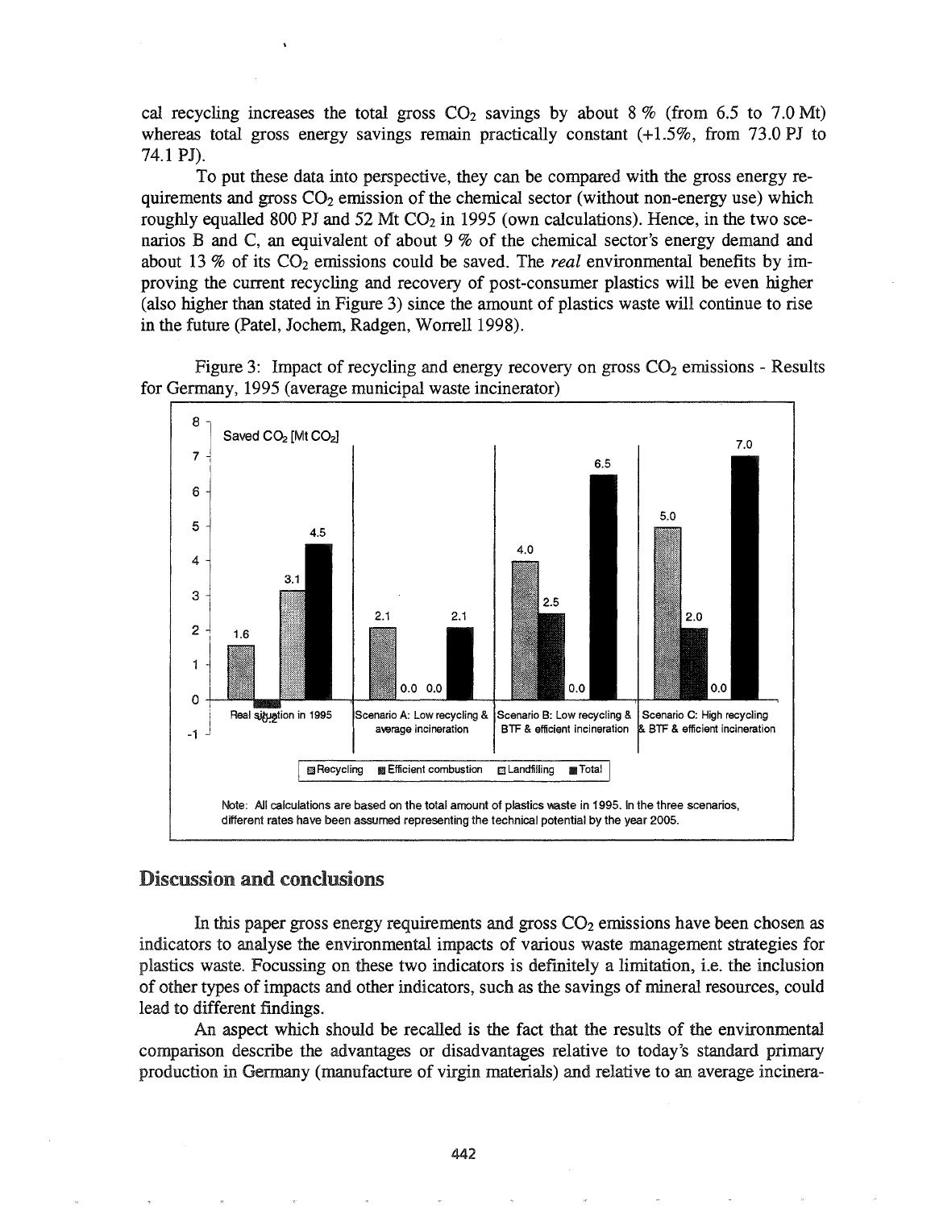cal recycling increases the total gross $CO_2$ savings by about 8 % (from 6.5 to 7.0 Mt) whereas total gross energy savings remain practically constant (+1.5%, from 73.0 PJ to 74.1 PJ).

To put these data into perspective, they can be compared with the gross energy requirements and gross $CO_2$ emission of the chemical sector (without non-energy use) which roughly equalled 800 PJ and 52 Mt $CO_2$ in 1995 (own calculations). Hence, in the two scenarios B and C, an equivalent of about 9 % of the chemical sector's energy demand and about 13 % of its $CO_2$ emissions could be saved. The *real* environmental benefits by improving the current recycling and recovery of post-consumer plastics will be even higher (also higher than stated in Figure 3) since the amount of plastics waste will continue to rise in the future (Patel, Jochem, Radgen, Worrell 1998).

Figure 3: Impact of recycling and energy recovery on gross $CO_2$ emissions - Results for Germany, 1995 (average municipal waste incinerator)

Saved $CO_2$ [Mt $CO_2$]

8
7
6
5
4
3
2
1
0
-1

Real situation in 1995: 1.6, -0.2, 3.1, 4.5

Scenario A: Low recycling & average incineration: 2.1, 0.0, 0.0, 2.1

Scenario B: Low recycling & BTF & efficient incineration: 4.0, 2.5, 0.0, 6.5

Scenario C: High recycling & BTF & efficient incineration: 5.0, 2.0, 0.0, 7.0

Recycling, Efficient combustion, Landfilling, Total

Note: All calculations are based on the total amount of plastics waste in 1995. In the three scenarios, different rates have been assumed representing the technical potential by the year 2005.

## Discussion and conclusions

In this paper gross energy requirements and gross $CO_2$ emissions have been chosen as indicators to analyse the environmental impacts of various waste management strategies for plastics waste. Focussing on these two indicators is definitely a limitation, i.e. the inclusion of other types of impacts and other indicators, such as the savings of mineral resources, could lead to different findings.

An aspect which should be recalled is the fact that the results of the environmental comparison describe the advantages or disadvantages relative to today's standard primary production in Germany (manufacture of virgin materials) and relative to an average incinera-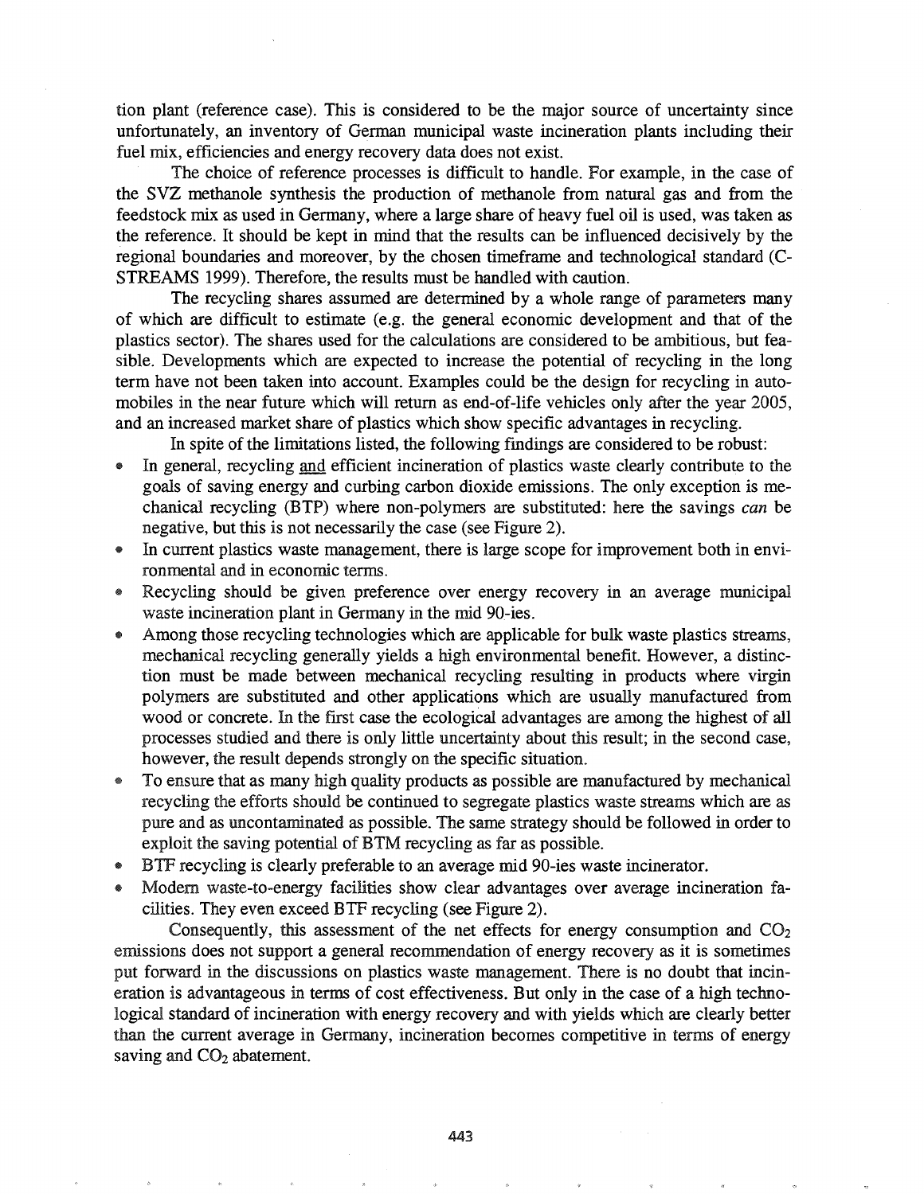tion plant (reference case). This is considered to be the major source of uncertainty since unfortunately, an inventory of German municipal waste incineration plants including their fuel mix, efficiencies and energy recovery data does not exist.

The choice of reference processes is difficult to handle. For example, in the case of the SVZ methanole synthesis the production of methanole from natural gas and from the feedstock mix as used in Germany, where a large share of heavy fuel oil is used, was taken as the reference. It should be kept in mind that the results can be influenced decisively by the regional boundaries and moreover, by the chosen timeframe and technological standard (C-STREAMS 1999). Therefore, the results must be handled with caution.

The recycling shares assumed are determined by a whole range of parameters many of which are difficult to estimate (e.g. the general economic development and that of the plastics sector). The shares used for the calculations are considered to be ambitious, but feasible. Developments which are expected to increase the potential of recycling in the long term have not been taken into account. Examples could be the design for recycling in automobiles in the near future which will return as end-of-life vehicles only after the year 2005, and an increased market share of plastics which show specific advantages in recycling.

In spite of the limitations listed, the following findings are considered to be robust:

- In general, recycling and efficient incineration of plastics waste clearly contribute to the goals of saving energy and curbing carbon dioxide emissions. The only exception is mechanical recycling (BTP) where non-polymers are substituted: here the savings *can* be negative, but this is not necessarily the case (see Figure 2).
- In current plastics waste management, there is large scope for improvement both in environmental and in economic terms.
- Recycling should be given preference over energy recovery in an average municipal waste incineration plant in Germany in the mid 90-ies.
- Among those recycling technologies which are applicable for bulk waste plastics streams, mechanical recycling generally yields a high environmental benefit. However, a distinction must be made between mechanical recycling resulting in products where virgin polymers are substituted and other applications which are usually manufactured from wood or concrete. In the first case the ecological advantages are among the highest of all processes studied and there is only little uncertainty about this result; in the second case, however, the result depends strongly on the specific situation.
- To ensure that as many high quality products as possible are manufactured by mechanical recycling the efforts should be continued to segregate plastics waste streams which are as pure and as uncontaminated as possible. The same strategy should be followed in order to exploit the saving potential of BTM recycling as far as possible.
- BTF recycling is clearly preferable to an average mid 90-ies waste incinerator.
- Modern waste-to-energy facilities show clear advantages over average incineration facilities. They even exceed BTF recycling (see Figure 2).

Consequently, this assessment of the net effects for energy consumption and $CO_2$ emissions does not support a general recommendation of energy recovery as it is sometimes put forward in the discussions on plastics waste management. There is no doubt that incineration is advantageous in terms of cost effectiveness. But only in the case of a high technological standard of incineration with energy recovery and with yields which are clearly better than the current average in Germany, incineration becomes competitive in terms of energy saving and $CO_2$ abatement.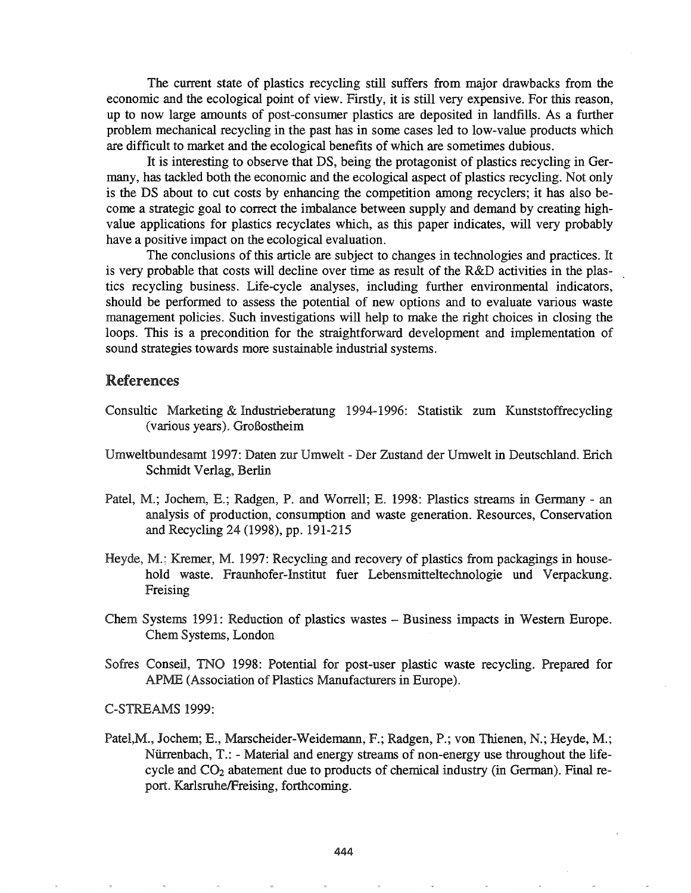The current state of plastics recycling still suffers from major drawbacks from the economic and the ecological point of view. Firstly, it is still very expensive. For this reason, up to now large amounts of post-consumer plastics are deposited in landfills. As a further problem mechanical recycling in the past has in some cases led to low-value products which are difficult to market and the ecological benefits of which are sometimes dubious.

It is interesting to observe that DS, being the protagonist of plastics recycling in Germany, has tackled both the economic and the ecological aspect of plastics recycling. Not only is the DS about to cut costs by enhancing the competition among recyclers; it has also become a strategic goal to correct the imbalance between supply and demand by creating high-value applications for plastics recyclates which, as this paper indicates, will very probably have a positive impact on the ecological evaluation.

The conclusions of this article are subject to changes in technologies and practices. It is very probable that costs will decline over time as result of the R&D activities in the plastics recycling business. Life-cycle analyses, including further environmental indicators, should be performed to assess the potential of new options and to evaluate various waste management policies. Such investigations will help to make the right choices in closing the loops. This is a precondition for the straightforward development and implementation of sound strategies towards more sustainable industrial systems.

## References

Consultic Marketing & Industrieberatung 1994-1996: Statistik zum Kunststoffrecycling (various years). Großostheim

Umweltbundesamt 1997: Daten zur Umwelt - Der Zustand der Umwelt in Deutschland. Erich Schmidt Verlag, Berlin

Patel, M.; Jochem, E.; Radgen, P. and Worrell; E. 1998: Plastics streams in Germany - an analysis of production, consumption and waste generation. Resources, Conservation and Recycling 24 (1998), pp. 191-215

Heyde, M.; Kremer, M. 1997: Recycling and recovery of plastics from packagings in household waste. Fraunhofer-Institut fuer Lebensmitteltechnologie und Verpackung. Freising

Chem Systems 1991: Reduction of plastics wastes – Business impacts in Western Europe. Chem Systems, London

Sofres Conseil, TNO 1998: Potential for post-user plastic waste recycling. Prepared for APME (Association of Plastics Manufacturers in Europe).

C-STREAMS 1999:

Patel,M., Jochem; E., Marscheider-Weidemann, F.; Radgen, P.; von Thienen, N.; Heyde, M.; Nürrenbach, T.: - Material and energy streams of non-energy use throughout the life-cycle and $CO_2$ abatement due to products of chemical industry (in German). Final report. Karlsruhe/Freising, forthcoming.